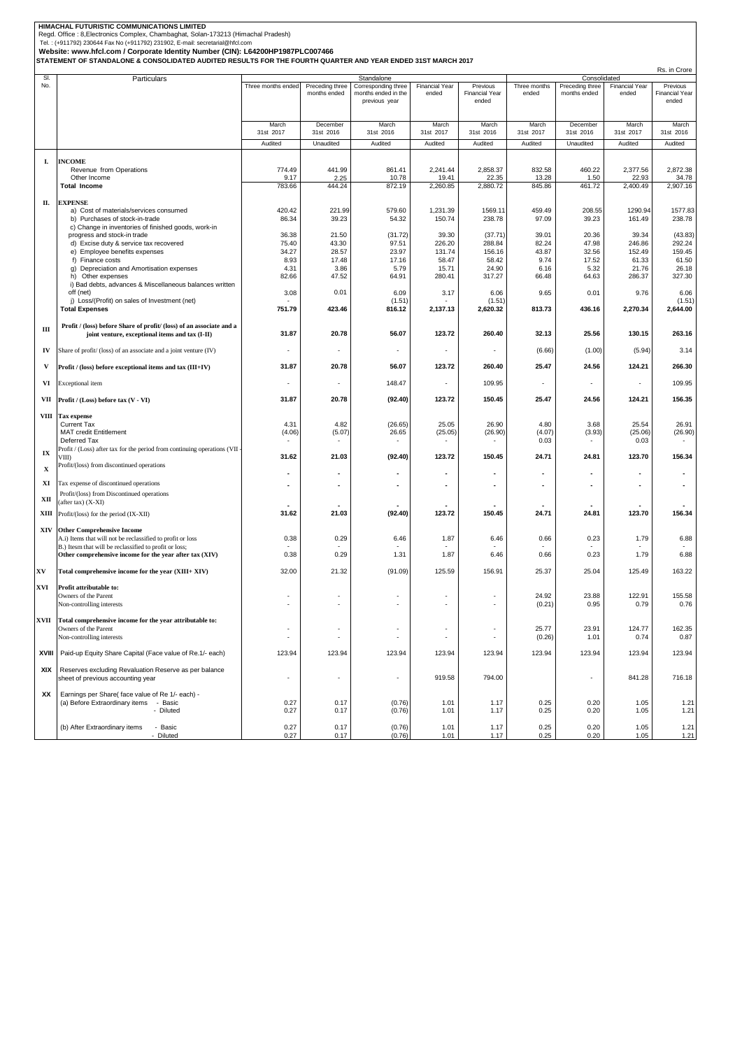**HIMACHAL FUTURISTIC COMMUNICATIONS LIMITED**
Regd. Office : 8,Electronics Complex, Chambaghat, Solan-173213 (Himachal Pradesh)
Tel. : (+911792) 230644 Fax No (+911792) 231902, E-mail: secretarial@hfcl.com
**Website: www.hfcl.com / Corporate Identity Number (CIN): L64200HP1987PLC007466**
**STATEMENT OF STANDALONE & CONSOLIDATED AUDITED RESULTS FOR THE FOURTH QUARTER AND YEAR ENDED 31ST MARCH 2017**

Rs. in Crore

| Sl. No. | Particulars | Standalone | | | | | Consolidated | | | |
|---|---|---|---|---|---|---|---|---|---|---|
| | | Three months ended | Preceding three months ended | Corresponding three months ended in the previous year | Financial Year ended | Previous Financial Year ended | Three months ended | Preceding three months ended | Financial Year ended | Previous Financial Year ended |
| | | March 31st 2017 | December 31st 2016 | March 31st 2016 | March 31st 2017 | March 31st 2016 | March 31st 2017 | December 31st 2016 | March 31st 2017 | March 31st 2016 |
| | | Audited | Unaudited | Audited | Audited | Audited | Audited | Unaudited | Audited | Audited |
| **I.** | **INCOME** | | | | | | | | | |
| | Revenue from Operations | 774.49 | 441.99 | 861.41 | 2,241.44 | 2,858.37 | 832.58 | 460.22 | 2,377.56 | 2,872.38 |
| | Other Income | 9.17 | 2.25 | 10.78 | 19.41 | 22.35 | 13.28 | 1.50 | 22.93 | 34.78 |
| | **Total Income** | 783.66 | 444.24 | 872.19 | 2,260.85 | 2,880.72 | 845.86 | 461.72 | 2,400.49 | 2,907.16 |
| **II.** | **EXPENSE** | | | | | | | | | |
| | a) Cost of materials/services consumed | 420.42 | 221.99 | 579.60 | 1,231.39 | 1569.11 | 459.49 | 208.55 | 1290.94 | 1577.83 |
| | b) Purchases of stock-in-trade | 86.34 | 39.23 | 54.32 | 150.74 | 238.78 | 97.09 | 39.23 | 161.49 | 238.78 |
| | c) Change in inventories of finished goods, work-in progress and stock-in trade | 36.38 | 21.50 | (31.72) | 39.30 | (37.71) | 39.01 | 20.36 | 39.34 | (43.83) |
| | d) Excise duty & service tax recovered | 75.40 | 43.30 | 97.51 | 226.20 | 288.84 | 82.24 | 47.98 | 246.86 | 292.24 |
| | e) Employee benefits expenses | 34.27 | 28.57 | 23.97 | 131.74 | 156.16 | 43.87 | 32.56 | 152.49 | 159.45 |
| | f) Finance costs | 8.93 | 17.48 | 17.16 | 58.47 | 58.42 | 9.74 | 17.52 | 61.33 | 61.50 |
| | g) Depreciation and Amortisation expenses | 4.31 | 3.86 | 5.79 | 15.71 | 24.90 | 6.16 | 5.32 | 21.76 | 26.18 |
| | h) Other expenses | 82.66 | 47.52 | 64.91 | 280.41 | 317.27 | 66.48 | 64.63 | 286.37 | 327.30 |
| | i) Bad debts, advances & Miscellaneous balances written off (net) | 3.08 | 0.01 | 6.09 | 3.17 | 6.06 | 9.65 | 0.01 | 9.76 | 6.06 |
| | j) Loss/(Profit) on sales of Investment (net) | - | | (1.51) | - | (1.51) | | | | (1.51) |
| | **Total Expenses** | 751.79 | 423.46 | 816.12 | 2,137.13 | 2,620.32 | 813.73 | 436.16 | 2,270.34 | 2,644.00 |
| **III** | **Profit / (loss) before Share of profit/ (loss) of an associate and a joint venture, exceptional items and tax (I-II)** | 31.87 | 20.78 | 56.07 | 123.72 | 260.40 | 32.13 | 25.56 | 130.15 | 263.16 |
| **IV** | Share of profit/ (loss) of an associate and a joint venture (IV) | - | - | - | - | - | (6.66) | (1.00) | (5.94) | 3.14 |
| **V** | **Profit / (loss) before exceptional items and tax (III+IV)** | 31.87 | 20.78 | 56.07 | 123.72 | 260.40 | 25.47 | 24.56 | 124.21 | 266.30 |
| **VI** | Exceptional item | - | - | 148.47 | - | 109.95 | - | - | - | 109.95 |
| **VII** | **Profit / (Loss) before tax (V - VI)** | 31.87 | 20.78 | (92.40) | 123.72 | 150.45 | 25.47 | 24.56 | 124.21 | 156.35 |
| **VIII** | **Tax expense** | | | | | | | | | |
| | Current Tax | 4.31 | 4.82 | (26.65) | 25.05 | 26.90 | 4.80 | 3.68 | 25.54 | 26.91 |
| | MAT credit Entitlement | (4.06) | (5.07) | 26.65 | (25.05) | (26.90) | (4.07) | (3.93) | (25.06) | (26.90) |
| | Deferred Tax | - | - | - | - | - | 0.03 | - | 0.03 | - |
| **IX** | Profit / (Loss) after tax for the period from continuing operations (VII - VIII) | 31.62 | 21.03 | (92.40) | 123.72 | 150.45 | 24.71 | 24.81 | 123.70 | 156.34 |
| **X** | Profit/(loss) from discontinued operations | - | - | - | - | - | - | - | - | - |
| **XI** | Tax expense of discontinued operations | - | - | - | - | - | - | - | - | - |
| **XII** | Profit/(loss) from Discontinued operations (after tax) (X-XI) | - | - | - | - | - | - | - | - | - |
| **XIII** | Profit/(loss) for the period (IX-XII) | 31.62 | 21.03 | (92.40) | 123.72 | 150.45 | 24.71 | 24.81 | 123.70 | 156.34 |
| **XIV** | **Other Comprehensive Income** | | | | | | | | | |
| | A.i) Items that will not be reclassified to profit or loss | 0.38 | 0.29 | 6.46 | 1.87 | 6.46 | 0.66 | 0.23 | 1.79 | 6.88 |
| | B.) Items that will be reclassified to profit or loss; | - | - | - | - | - | - | - | - | - |
| | **Other comprehensive income for the year after tax (XIV)** | 0.38 | 0.29 | 1.31 | 1.87 | 6.46 | 0.66 | 0.23 | 1.79 | 6.88 |
| **XV** | **Total comprehensive income for the year (XIII+ XIV)** | 32.00 | 21.32 | (91.09) | 125.59 | 156.91 | 25.37 | 25.04 | 125.49 | 163.22 |
| **XVI** | **Profit attributable to:** | | | | | | | | | |
| | Owners of the Parent | - | - | - | - | - | 24.92 | 23.88 | 122.91 | 155.58 |
| | Non-controlling interests | - | - | - | - | - | (0.21) | 0.95 | 0.79 | 0.76 |
| **XVII** | **Total comprehensive income for the year attributable to:** | | | | | | | | | |
| | Owners of the Parent | - | - | - | - | - | 25.77 | 23.91 | 124.77 | 162.35 |
| | Non-controlling interests | - | - | - | - | - | (0.26) | 1.01 | 0.74 | 0.87 |
| **XVIII** | Paid-up Equity Share Capital (Face value of Re.1/- each) | 123.94 | 123.94 | 123.94 | 123.94 | 123.94 | 123.94 | 123.94 | 123.94 | 123.94 |
| **XIX** | Reserves excluding Revaluation Reserve as per balance sheet of previous accounting year | - | - | - | 919.58 | 794.00 | | - | 841.28 | 716.18 |
| **XX** | Earnings per Share( face value of Re 1/- each) - | | | | | | | | | |
| | (a) Before Extraordinary items - Basic | 0.27 | 0.17 | (0.76) | 1.01 | 1.17 | 0.25 | 0.20 | 1.05 | 1.21 |
| | - Diluted | 0.27 | 0.17 | (0.76) | 1.01 | 1.17 | 0.25 | 0.20 | 1.05 | 1.21 |
| | (b) After Extraordinary items - Basic | 0.27 | 0.17 | (0.76) | 1.01 | 1.17 | 0.25 | 0.20 | 1.05 | 1.21 |
| | - Diluted | 0.27 | 0.17 | (0.76) | 1.01 | 1.17 | 0.25 | 0.20 | 1.05 | 1.21 |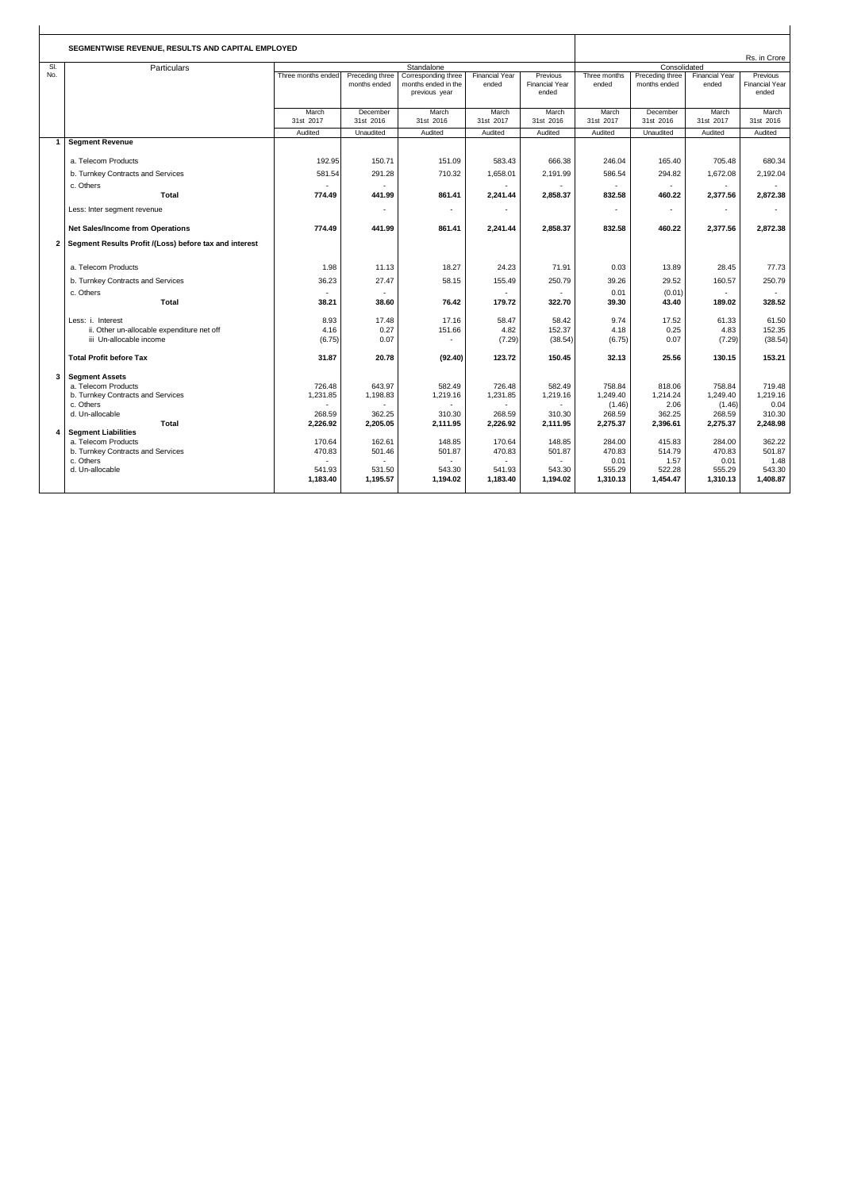## SEGMENTWISE REVENUE, RESULTS AND CAPITAL EMPLOYED

Rs. in Crore

| Sl. No. | Particulars | Standalone | | | | | Consolidated | | | |
|---|---|---|---|---|---|---|---|---|---|---|
| | | Three months ended | Preceding three months ended | Corresponding three months ended in the previous year | Financial Year ended | Previous Financial Year ended | Three months ended | Preceding three months ended | Financial Year ended | Previous Financial Year ended |
| | | March 31st 2017 | December 31st 2016 | March 31st 2016 | March 31st 2017 | March 31st 2016 | March 31st 2017 | December 31st 2016 | March 31st 2017 | March 31st 2016 |
| | | Audited | Unaudited | Audited | Audited | Audited | Audited | Unaudited | Audited | Audited |
| **1** | **Segment Revenue** | | | | | | | | | |
| | a. Telecom Products | 192.95 | 150.71 | 151.09 | 583.43 | 666.38 | 246.04 | 165.40 | 705.48 | 680.34 |
| | b. Turnkey Contracts and Services | 581.54 | 291.28 | 710.32 | 1,658.01 | 2,191.99 | 586.54 | 294.82 | 1,672.08 | 2,192.04 |
| | c. Others | - | - | | - | - | - | - | - | - |
| | **Total** | **774.49** | **441.99** | **861.41** | **2,241.44** | **2,858.37** | **832.58** | **460.22** | **2,377.56** | **2,872.38** |
| | Less: Inter segment revenue | | - | - | - | | - | - | - | - |
| | **Net Sales/Income from Operations** | **774.49** | **441.99** | **861.41** | **2,241.44** | **2,858.37** | **832.58** | **460.22** | **2,377.56** | **2,872.38** |
| **2** | **Segment Results Profit /(Loss) before tax and interest** | | | | | | | | | |
| | a. Telecom Products | 1.98 | 11.13 | 18.27 | 24.23 | 71.91 | 0.03 | 13.89 | 28.45 | 77.73 |
| | b. Turnkey Contracts and Services | 36.23 | 27.47 | 58.15 | 155.49 | 250.79 | 39.26 | 29.52 | 160.57 | 250.79 |
| | c. Others | - | - | | - | - | 0.01 | (0.01) | - | - |
| | **Total** | **38.21** | **38.60** | **76.42** | **179.72** | **322.70** | **39.30** | **43.40** | **189.02** | **328.52** |
| | Less: i. Interest | 8.93 | 17.48 | 17.16 | 58.47 | 58.42 | 9.74 | 17.52 | 61.33 | 61.50 |
| | ii. Other un-allocable expenditure net off | 4.16 | 0.27 | 151.66 | 4.82 | 152.37 | 4.18 | 0.25 | 4.83 | 152.35 |
| | iii Un-allocable income | (6.75) | 0.07 | - | (7.29) | (38.54) | (6.75) | 0.07 | (7.29) | (38.54) |
| | **Total Profit before Tax** | **31.87** | **20.78** | **(92.40)** | **123.72** | **150.45** | **32.13** | **25.56** | **130.15** | **153.21** |
| **3** | **Segment Assets** | | | | | | | | | |
| | a. Telecom Products | 726.48 | 643.97 | 582.49 | 726.48 | 582.49 | 758.84 | 818.06 | 758.84 | 719.48 |
| | b. Turnkey Contracts and Services | 1,231.85 | 1,198.83 | 1,219.16 | 1,231.85 | 1,219.16 | 1,249.40 | 1,214.24 | 1,249.40 | 1,219.16 |
| | c. Others | - | - | - | - | - | (1.46) | 2.06 | (1.46) | 0.04 |
| | d. Un-allocable | 268.59 | 362.25 | 310.30 | 268.59 | 310.30 | 268.59 | 362.25 | 268.59 | 310.30 |
| | **Total** | **2,226.92** | **2,205.05** | **2,111.95** | **2,226.92** | **2,111.95** | **2,275.37** | **2,396.61** | **2,275.37** | **2,248.98** |
| **4** | **Segment Liabilities** | | | | | | | | | |
| | a. Telecom Products | 170.64 | 162.61 | 148.85 | 170.64 | 148.85 | 284.00 | 415.83 | 284.00 | 362.22 |
| | b. Turnkey Contracts and Services | 470.83 | 501.46 | 501.87 | 470.83 | 501.87 | 470.83 | 514.79 | 470.83 | 501.87 |
| | c. Others | - | - | - | - | - | 0.01 | 1.57 | 0.01 | 1.48 |
| | d. Un-allocable | 541.93 | 531.50 | 543.30 | 541.93 | 543.30 | 555.29 | 522.28 | 555.29 | 543.30 |
| | | **1,183.40** | **1,195.57** | **1,194.02** | **1,183.40** | **1,194.02** | **1,310.13** | **1,454.47** | **1,310.13** | **1,408.87** |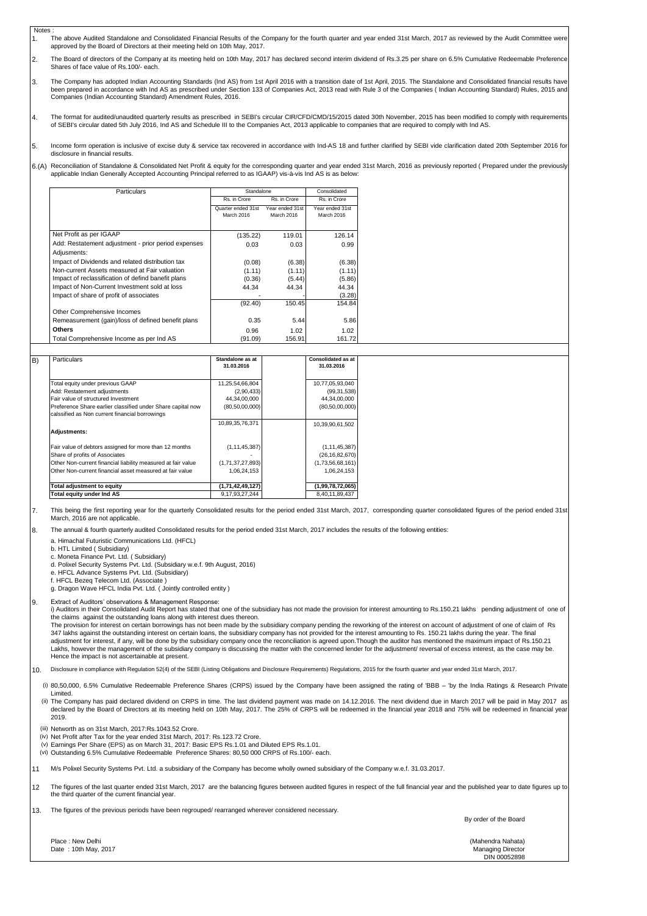Notes :

1. The above Audited Standalone and Consolidated Financial Results of the Company for the fourth quarter and year ended 31st March, 2017 as reviewed by the Audit Committee were approved by the Board of Directors at their meeting held on 10th May, 2017.

2. The Board of directors of the Company at its meeting held on 10th May, 2017 has declared second interim dividend of Rs.3.25 per share on 6.5% Cumulative Redeemable Preference Shares of face value of Rs.100/- each.

3. The Company has adopted Indian Accounting Standards (Ind AS) from 1st April 2016 with a transition date of 1st April, 2015. The Standalone and Consolidated financial results have been prepared in accordance with Ind AS as prescribed under Section 133 of Companies Act, 2013 read with Rule 3 of the Companies ( Indian Accounting Standard) Rules, 2015 and Companies (Indian Accounting Standard) Amendment Rules, 2016.

4. The format for audited/unaudited quarterly results as prescribed in SEBI's circular CIR/CFD/CMD/15/2015 dated 30th November, 2015 has been modified to comply with requirements of SEBI's circular dated 5th July 2016, Ind AS and Schedule III to the Companies Act, 2013 applicable to companies that are required to comply with Ind AS.

5. Income form operation is inclusive of excise duty & service tax recovered in accordance with Ind-AS 18 and further clarified by SEBI vide clarification dated 20th September 2016 for disclosure in financial results.

6.(A) Reconciliation of Standalone & Consolidated Net Profit & equity for the corresponding quarter and year ended 31st March, 2016 as previously reported ( Prepared under the previously applicable Indian Generally Accepted Accounting Principal referred to as IGAAP) vis-à-vis Ind AS is as below:

| Particulars | Standalone | | Consolidated |
|---|---|---|---|
| | Rs. in Crore | Rs. in Crore | Rs. in Crore |
| | Quarter ended 31st March 2016 | Year ended 31st March 2016 | Year ended 31st March 2016 |
| Net Profit as per IGAAP | (135.22) | 119.01 | 126.14 |
| Add: Restatement adjustment - prior period expenses | 0.03 | 0.03 | 0.99 |
| Adjusments: | | | |
| Impact of Dividends and related distribution tax | (0.08) | (6.38) | (6.38) |
| Non-current Assets measured at Fair valuation | (1.11) | (1.11) | (1.11) |
| Impact of reclassification of defind benefit plans | (0.36) | (5.44) | (5.86) |
| Impact of Non-Current Investment sold at loss | 44.34 | 44.34 | 44.34 |
| Impact of share of profit of associates | - | - | (3.28) |
| | (92.40) | 150.45 | 154.84 |
| Other Comprehensive Incomes | | | |
| Remeasurement (gain)/loss of defined benefit plans | 0.35 | 5.44 | 5.86 |
| **Others** | 0.96 | 1.02 | 1.02 |
| Total Comprehensive Income as per Ind AS | (91.09) | 156.91 | 161.72 |

B)

| Particulars | Standalone as at 31.03.2016 | Consolidated as at 31.03.2016 |
|---|---|---|
| Total equity under previous GAAP | 11,25,54,66,804 | 10,77,05,93,040 |
| Add: Restatement adjustments | (2,90,433) | (99,31,538) |
| Fair value of structured Investment | 44,34,00,000 | 44,34,00,000 |
| Preference Share earlier classified under Share capital now calssified as Non current financial borrowings | (80,50,00,000) | (80,50,00,000) |
| | 10,89,35,76,371 | 10,39,90,61,502 |
| **Adjustments:** | | |
| Fair value of debtors assigned for more than 12 months | (1,11,45,387) | (1,11,45,387) |
| Share of profits of Associates | - | (26,16,82,670) |
| Other Non-current financial liability measured at fair value | (1,71,37,27,893) | (1,73,56,68,161) |
| Other Non-current financial asset measured at fair value | 1,06,24,153 | 1,06,24,153 |
| **Total adjustment to equity** | **(1,71,42,49,127)** | **(1,99,78,72,065)** |
| **Total equity under Ind AS** | 9,17,93,27,244 | 8,40,11,89,437 |

7. This being the first reporting year for the quarterly Consolidated results for the period ended 31st March, 2017, corresponding quarter consolidated figures of the period ended 31st March, 2016 are not applicable.

8. The annual & fourth quarterly audited Consolidated results for the period ended 31st March, 2017 includes the results of the following entities:

   a. Himachal Futuristic Communications Ltd. (HFCL)
   b. HTL Limited ( Subsidiary)
   c. Moneta Finance Pvt. Ltd. ( Subsidiary)
   d. Polixel Security Systems Pvt. Ltd. (Subsidiary w.e.f. 9th August, 2016)
   e. HFCL Advance Systems Pvt. Ltd. (Subsidiary)
   f. HFCL Bezeq Telecom Ltd. (Associate )
   g. Dragon Wave HFCL India Pvt. Ltd. ( Jointly controlled entity )

9. Extract of Auditors' observations & Management Response:
   i) Auditors in their Consolidated Audit Report has stated that one of the subsidiary has not made the provision for interest amounting to Rs.150.21 lakhs pending adjustment of one of the claims against the outstanding loans along with interest dues thereon.
   The provision for interest on certain borrowings has not been made by the subsidiary company pending the reworking of the interest on account of adjustment of one of claim of Rs 347 lakhs against the outstanding interest on certain loans, the subsidiary company has not provided for the interest amounting to Rs. 150.21 lakhs during the year. The final adjustment for interest, if any, will be done by the subsidiary company once the reconciliation is agreed upon.Though the auditor has mentioned the maximum impact of Rs.150.21 Lakhs, however the management of the subsidiary company is discussing the matter with the concerned lender for the adjustment/ reversal of excess interest, as the case may be. Hence the impact is not ascertainable at present.

10. Disclosure in compliance with Regulation 52(4) of the SEBI (Listing Obligations and Disclosure Requirements) Regulations, 2015 for the fourth quarter and year ended 31st March, 2017.

   (i) 80,50,000, 6.5% Cumulative Redeemable Preference Shares (CRPS) issued by the Company have been assigned the rating of 'BBB – 'by the India Ratings & Research Private Limited.
   (ii) The Company has paid declared dividend on CRPS in time. The last dividend payment was made on 14.12.2016. The next dividend due in March 2017 will be paid in May 2017 as declared by the Board of Directors at its meeting held on 10th May, 2017. The 25% of CRPS will be redeemed in the financial year 2018 and 75% will be redeemed in financial year 2019.
   (iii) Networth as on 31st March, 2017:Rs.1043.52 Crore.
   (iv) Net Profit after Tax for the year ended 31st March, 2017: Rs.123.72 Crore.
   (v) Earnings Per Share (EPS) as on March 31, 2017: Basic EPS Rs.1.01 and Diluted EPS Rs.1.01.
   (vi) Outstanding 6.5% Cumulative Redeemable Preference Shares: 80,50 000 CRPS of Rs.100/- each.

11. M/s Polixel Security Systems Pvt. Ltd. a subsidiary of the Company has become wholly owned subsidiary of the Company w.e.f. 31.03.2017.

12. The figures of the last quarter ended 31st March, 2017 are the balancing figures between audited figures in respect of the full financial year and the published year to date figures up to the third quarter of the current financial year.

13. The figures of the previous periods have been regrouped/ rearranged wherever considered necessary.

By order of the Board

Place : New Delhi
Date : 10th May, 2017

(Mahendra Nahata)
Managing Director
DIN 00052898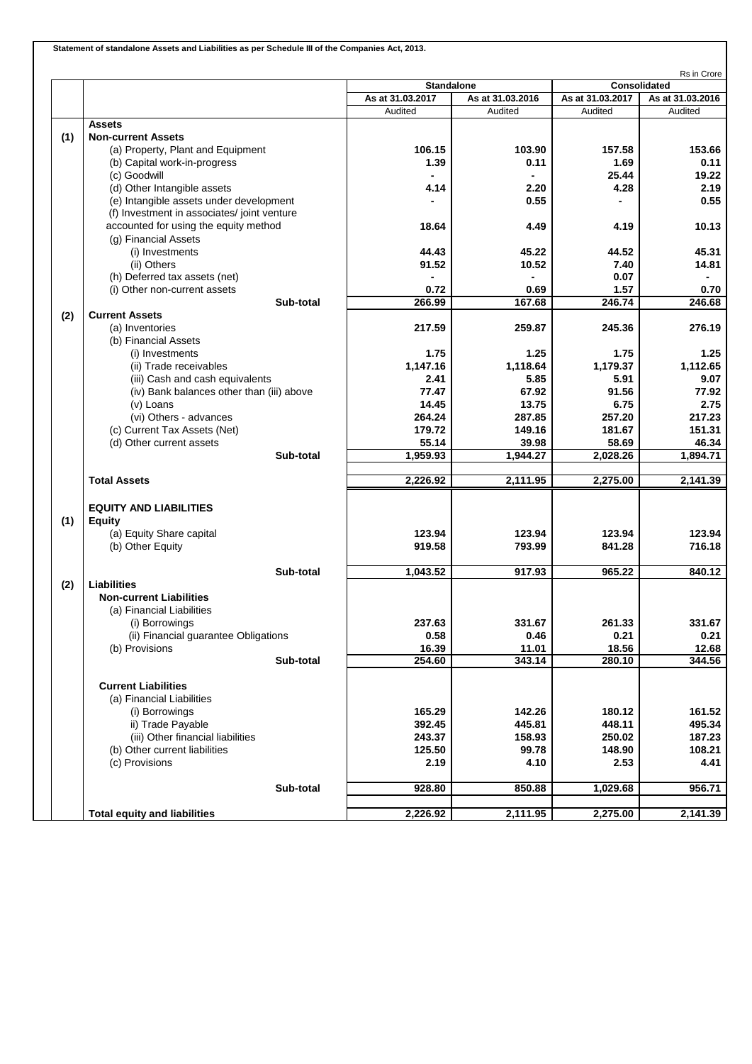**Statement of standalone Assets and Liabilities as per Schedule III of the Companies Act, 2013.**

Rs in Crore

| | | Standalone | | Consolidated | |
|---|---|---|---|---|---|
| | | As at 31.03.2017 | As at 31.03.2016 | As at 31.03.2017 | As at 31.03.2016 |
| | | Audited | Audited | Audited | Audited |
| | **Assets** | | | | |
| **(1)** | **Non-current Assets** | | | | |
| | (a) Property, Plant and Equipment | **106.15** | **103.90** | **157.58** | **153.66** |
| | (b) Capital work-in-progress | **1.39** | **0.11** | **1.69** | **0.11** |
| | (c) Goodwill | **-** | **-** | **25.44** | **19.22** |
| | (d) Other Intangible assets | **4.14** | **2.20** | **4.28** | **2.19** |
| | (e) Intangible assets under development | **-** | **0.55** | **-** | **0.55** |
| | (f) Investment in associates/ joint venture accounted for using the equity method | **18.64** | **4.49** | **4.19** | **10.13** |
| | (g) Financial Assets | | | | |
| | (i) Investments | **44.43** | **45.22** | **44.52** | **45.31** |
| | (ii) Others | **91.52** | **10.52** | **7.40** | **14.81** |
| | (h) Deferred tax assets (net) | **-** | **-** | **0.07** | **-** |
| | (i) Other non-current assets | **0.72** | **0.69** | **1.57** | **0.70** |
| | **Sub-total** | **266.99** | **167.68** | **246.74** | **246.68** |
| **(2)** | **Current Assets** | | | | |
| | (a) Inventories | **217.59** | **259.87** | **245.36** | **276.19** |
| | (b) Financial Assets | | | | |
| | (i) Investments | **1.75** | **1.25** | **1.75** | **1.25** |
| | (ii) Trade receivables | **1,147.16** | **1,118.64** | **1,179.37** | **1,112.65** |
| | (iii) Cash and cash equivalents | **2.41** | **5.85** | **5.91** | **9.07** |
| | (iv) Bank balances other than (iii) above | **77.47** | **67.92** | **91.56** | **77.92** |
| | (v) Loans | **14.45** | **13.75** | **6.75** | **2.75** |
| | (vi) Others - advances | **264.24** | **287.85** | **257.20** | **217.23** |
| | (c) Current Tax Assets (Net) | **179.72** | **149.16** | **181.67** | **151.31** |
| | (d) Other current assets | **55.14** | **39.98** | **58.69** | **46.34** |
| | **Sub-total** | **1,959.93** | **1,944.27** | **2,028.26** | **1,894.71** |
| | **Total Assets** | **2,226.92** | **2,111.95** | **2,275.00** | **2,141.39** |
| | **EQUITY AND LIABILITIES** | | | | |
| **(1)** | **Equity** | | | | |
| | (a) Equity Share capital | **123.94** | **123.94** | **123.94** | **123.94** |
| | (b) Other Equity | **919.58** | **793.99** | **841.28** | **716.18** |
| | **Sub-total** | **1,043.52** | **917.93** | **965.22** | **840.12** |
| **(2)** | **Liabilities** | | | | |
| | **Non-current Liabilities** | | | | |
| | (a) Financial Liabilities | | | | |
| | (i) Borrowings | **237.63** | **331.67** | **261.33** | **331.67** |
| | (ii) Financial guarantee Obligations | **0.58** | **0.46** | **0.21** | **0.21** |
| | (b) Provisions | **16.39** | **11.01** | **18.56** | **12.68** |
| | **Sub-total** | **254.60** | **343.14** | **280.10** | **344.56** |
| | **Current Liabilities** | | | | |
| | (a) Financial Liabilities | | | | |
| | (i) Borrowings | **165.29** | **142.26** | **180.12** | **161.52** |
| | ii) Trade Payable | **392.45** | **445.81** | **448.11** | **495.34** |
| | (iii) Other financial liabilities | **243.37** | **158.93** | **250.02** | **187.23** |
| | (b) Other current liabilities | **125.50** | **99.78** | **148.90** | **108.21** |
| | (c) Provisions | **2.19** | **4.10** | **2.53** | **4.41** |
| | **Sub-total** | **928.80** | **850.88** | **1,029.68** | **956.71** |
| | **Total equity and liabilities** | **2,226.92** | **2,111.95** | **2,275.00** | **2,141.39** |